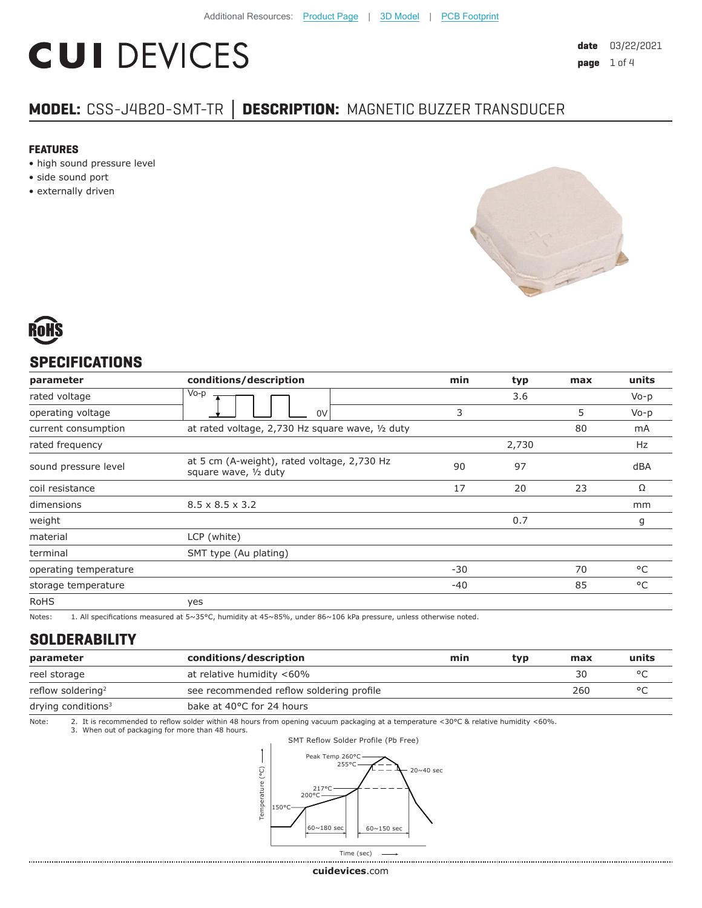Additional Resources: Product Page | 3D Model | PCB Footprint

# CUI DEVICES

date 03/22/2021

## MODEL: CSS-J4B20-SMT-TR │ DESCRIPTION: MAGNETIC BUZZER TRANSDUCER

### FEATURES
- high sound pressure level
- side sound port
- externally driven

RoHS

## SPECIFICATIONS

| parameter | conditions/description | min | typ | max | units |
|---|---|---|---|---|---|
| rated voltage | Vo-p / 0V (square wave) | | 3.6 | | Vo-p |
| operating voltage | | 3 | | 5 | Vo-p |
| current consumption | at rated voltage, 2,730 Hz square wave, ½ duty | | | 80 | mA |
| rated frequency | | | 2,730 | | Hz |
| sound pressure level | at 5 cm (A-weight), rated voltage, 2,730 Hz square wave, ½ duty | 90 | 97 | | dBA |
| coil resistance | | 17 | 20 | 23 | Ω |
| dimensions | 8.5 x 8.5 x 3.2 | | | | mm |
| weight | | | 0.7 | | g |
| material | LCP (white) | | | | |
| terminal | SMT type (Au plating) | | | | |
| operating temperature | | -30 | | 70 | °C |
| storage temperature | | -40 | | 85 | °C |
| RoHS | yes | | | | |

Notes: 1. All specifications measured at 5~35°C, humidity at 45~85%, under 86~106 kPa pressure, unless otherwise noted.

## SOLDERABILITY

| parameter | conditions/description | min | typ | max | units |
|---|---|---|---|---|---|
| reel storage | at relative humidity <60% | | | 30 | °C |
| reflow soldering[2] | see recommended reflow soldering profile | | | 260 | °C |
| drying conditions[3] | bake at 40°C for 24 hours | | | | |

Note: 2. It is recommended to reflow solder within 48 hours from opening vacuum packaging at a temperature <30°C & relative humidity <60%.
3. When out of packaging for more than 48 hours.

SMT Reflow Solder Profile (Pb Free)

Peak Temp 260°C; 255°C; 20~40 sec; 217°C; 200°C; 150°C; 60~180 sec; 60~150 sec; Temperature (°C); Time (sec)

cuidevices.com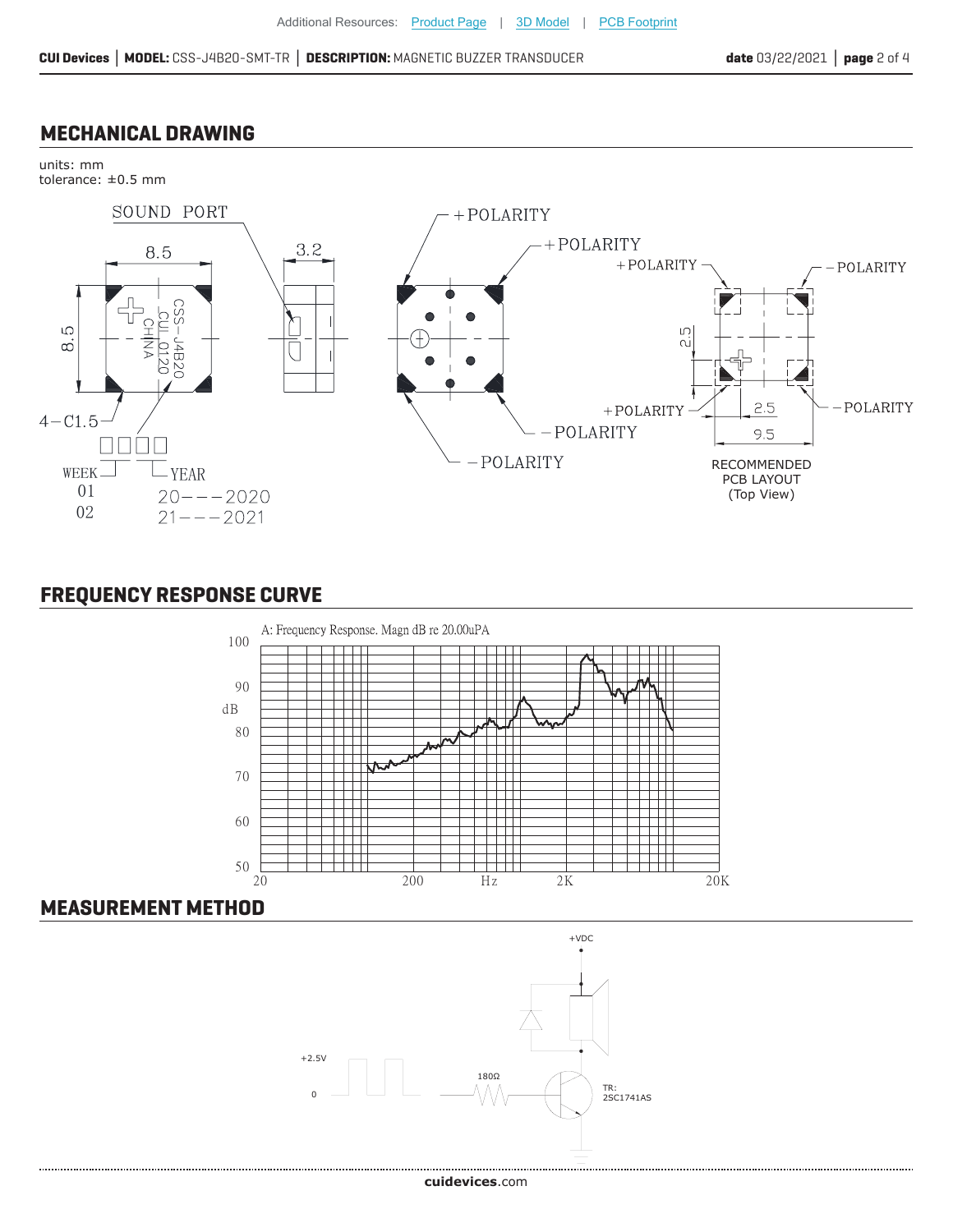## MECHANICAL DRAWING

units: mm
tolerance: ±0.5 mm

SOUND PORT

8.5

3.2

8.5

CSS-J4B20
CUI 0120
CHINA

4−C1.5

WEEK — YEAR
01 20−−−2020
02 21−−−2021

+POLARITY
+POLARITY
−POLARITY
−POLARITY

+POLARITY
−POLARITY
+POLARITY
−POLARITY

2.5
2.5
9.5

RECOMMENDED
PCB LAYOUT
(Top View)

## FREQUENCY RESPONSE CURVE

A: Frequency Response. Magn dB re 20.00uPA

dB: 50, 60, 70, 80, 90, 100

Hz: 20, 200, 2K, 20K

## MEASUREMENT METHOD

+VDC

+2.5V
0

180Ω

TR:
2SC1741AS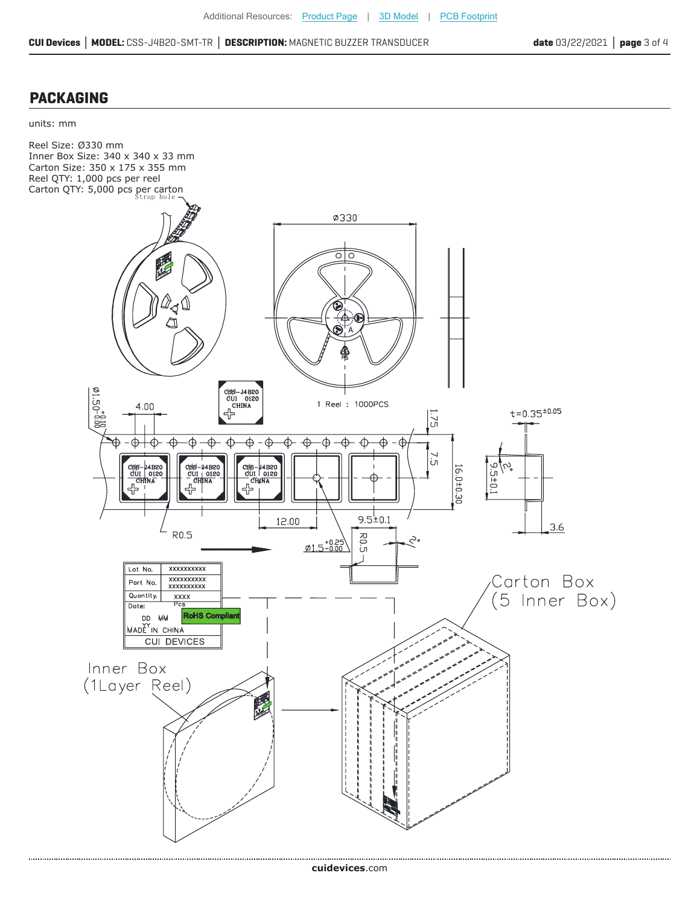## PACKAGING

units: mm

Reel Size: Ø330 mm
Inner Box Size: 340 x 340 x 33 mm
Carton Size: 350 x 175 x 355 mm
Reel QTY: 1,000 pcs per reel
Carton QTY: 5,000 pcs per carton

Strap hole

Ø330

1 Reel : 1000PCS

| Lot No. | XXXXXXXXXX |
| --- | --- |
| Part No. | XXXXXXXXXX XXXXXXXXXX |
| Quantity. | XXXX Pcs |
| Date: DD MM YY | RoHS Compliant |
| MADE IN CHINA | |
| CUI DEVICES | |

Carton Box (5 Inner Box)

Inner Box (1Layer Reel)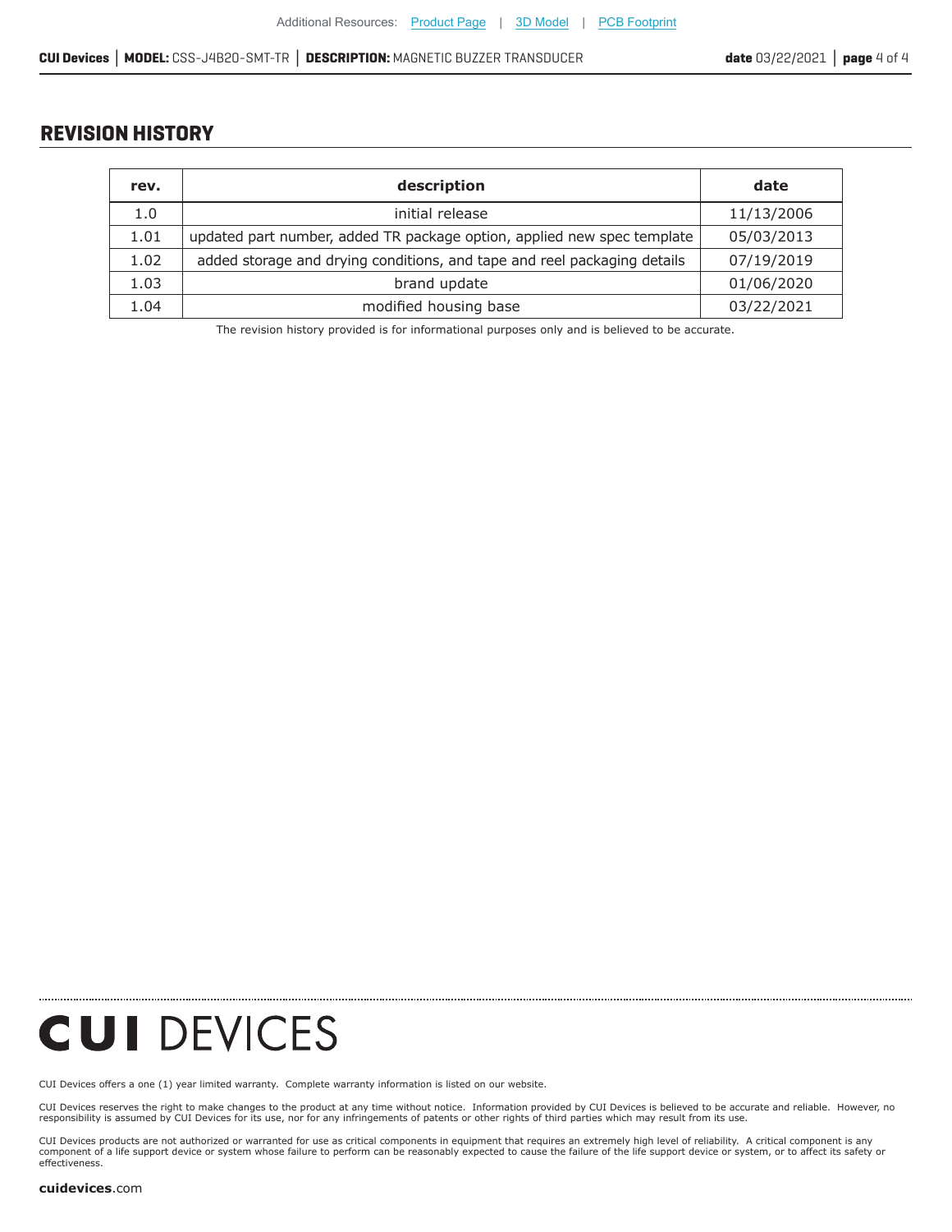## REVISION HISTORY

| rev. | description | date |
| --- | --- | --- |
| 1.0 | initial release | 11/13/2006 |
| 1.01 | updated part number, added TR package option, applied new spec template | 05/03/2013 |
| 1.02 | added storage and drying conditions, and tape and reel packaging details | 07/19/2019 |
| 1.03 | brand update | 01/06/2020 |
| 1.04 | modified housing base | 03/22/2021 |

The revision history provided is for informational purposes only and is believed to be accurate.

# CUI DEVICES

CUI Devices offers a one (1) year limited warranty. Complete warranty information is listed on our website.

CUI Devices reserves the right to make changes to the product at any time without notice. Information provided by CUI Devices is believed to be accurate and reliable. However, no responsibility is assumed by CUI Devices for its use, nor for any infringements of patents or other rights of third parties which may result from its use.

CUI Devices products are not authorized or warranted for use as critical components in equipment that requires an extremely high level of reliability. A critical component is any component of a life support device or system whose failure to perform can be reasonably expected to cause the failure of the life support device or system, or to affect its safety or effectiveness.

**cuidevices**.com